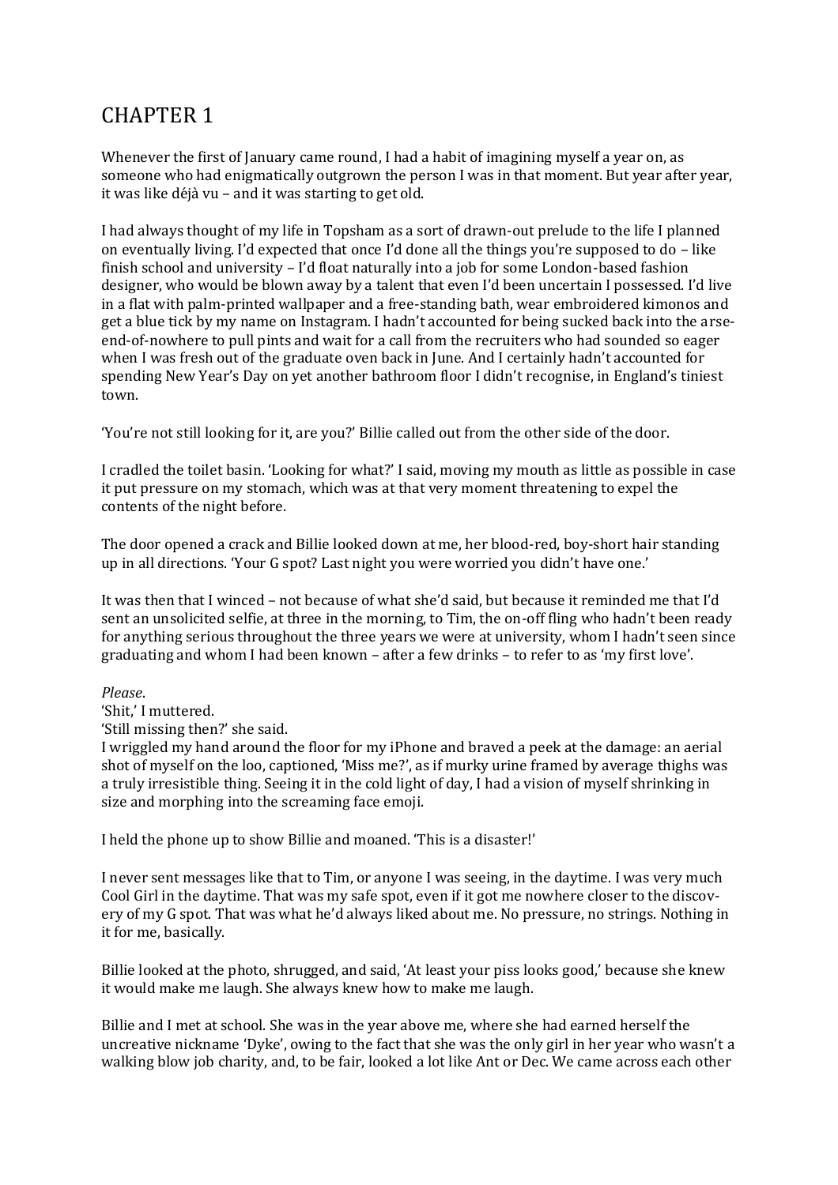# CHAPTER 1

Whenever the first of January came round, I had a habit of imagining myself a year on, as someone who had enigmatically outgrown the person I was in that moment. But year after year, it was like déjà vu – and it was starting to get old.

I had always thought of my life in Topsham as a sort of drawn-out prelude to the life I planned on eventually living. I'd expected that once I'd done all the things you're supposed to do – like finish school and university – I'd float naturally into a job for some London-based fashion designer, who would be blown away by a talent that even I'd been uncertain I possessed. I'd live in a flat with palm-printed wallpaper and a free-standing bath, wear embroidered kimonos and get a blue tick by my name on Instagram. I hadn't accounted for being sucked back into the arse-end-of-nowhere to pull pints and wait for a call from the recruiters who had sounded so eager when I was fresh out of the graduate oven back in June. And I certainly hadn't accounted for spending New Year's Day on yet another bathroom floor I didn't recognise, in England's tiniest town.

'You're not still looking for it, are you?' Billie called out from the other side of the door.

I cradled the toilet basin. 'Looking for what?' I said, moving my mouth as little as possible in case it put pressure on my stomach, which was at that very moment threatening to expel the contents of the night before.

The door opened a crack and Billie looked down at me, her blood-red, boy-short hair standing up in all directions. 'Your G spot? Last night you were worried you didn't have one.'

It was then that I winced – not because of what she'd said, but because it reminded me that I'd sent an unsolicited selfie, at three in the morning, to Tim, the on-off fling who hadn't been ready for anything serious throughout the three years we were at university, whom I hadn't seen since graduating and whom I had been known – after a few drinks – to refer to as 'my first love'.

*Please*.

'Shit,' I muttered.

'Still missing then?' she said.

I wriggled my hand around the floor for my iPhone and braved a peek at the damage: an aerial shot of myself on the loo, captioned, 'Miss me?', as if murky urine framed by average thighs was a truly irresistible thing. Seeing it in the cold light of day, I had a vision of myself shrinking in size and morphing into the screaming face emoji.

I held the phone up to show Billie and moaned. 'This is a disaster!'

I never sent messages like that to Tim, or anyone I was seeing, in the daytime. I was very much Cool Girl in the daytime. That was my safe spot, even if it got me nowhere closer to the discovery of my G spot. That was what he'd always liked about me. No pressure, no strings. Nothing in it for me, basically.

Billie looked at the photo, shrugged, and said, 'At least your piss looks good,' because she knew it would make me laugh. She always knew how to make me laugh.

Billie and I met at school. She was in the year above me, where she had earned herself the uncreative nickname 'Dyke', owing to the fact that she was the only girl in her year who wasn't a walking blow job charity, and, to be fair, looked a lot like Ant or Dec. We came across each other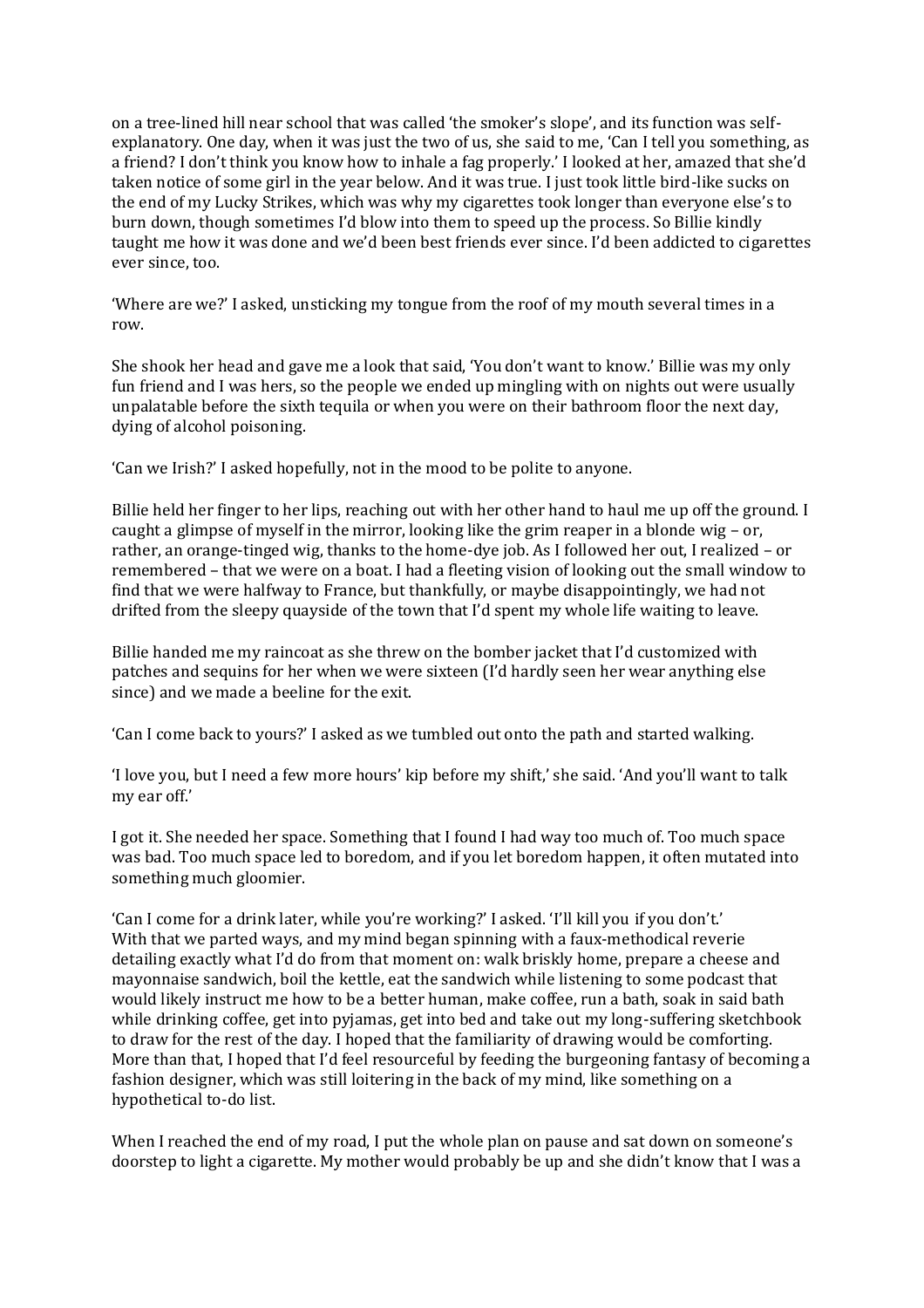on a tree-lined hill near school that was called 'the smoker's slope', and its function was self-explanatory. One day, when it was just the two of us, she said to me, 'Can I tell you something, as a friend? I don't think you know how to inhale a fag properly.' I looked at her, amazed that she'd taken notice of some girl in the year below. And it was true. I just took little bird-like sucks on the end of my Lucky Strikes, which was why my cigarettes took longer than everyone else's to burn down, though sometimes I'd blow into them to speed up the process. So Billie kindly taught me how it was done and we'd been best friends ever since. I'd been addicted to cigarettes ever since, too.

'Where are we?' I asked, unsticking my tongue from the roof of my mouth several times in a row.

She shook her head and gave me a look that said, 'You don't want to know.' Billie was my only fun friend and I was hers, so the people we ended up mingling with on nights out were usually unpalatable before the sixth tequila or when you were on their bathroom floor the next day, dying of alcohol poisoning.

'Can we Irish?' I asked hopefully, not in the mood to be polite to anyone.

Billie held her finger to her lips, reaching out with her other hand to haul me up off the ground. I caught a glimpse of myself in the mirror, looking like the grim reaper in a blonde wig – or, rather, an orange-tinged wig, thanks to the home-dye job. As I followed her out, I realized – or remembered – that we were on a boat. I had a fleeting vision of looking out the small window to find that we were halfway to France, but thankfully, or maybe disappointingly, we had not drifted from the sleepy quayside of the town that I'd spent my whole life waiting to leave.

Billie handed me my raincoat as she threw on the bomber jacket that I'd customized with patches and sequins for her when we were sixteen (I'd hardly seen her wear anything else since) and we made a beeline for the exit.

'Can I come back to yours?' I asked as we tumbled out onto the path and started walking.

'I love you, but I need a few more hours' kip before my shift,' she said. 'And you'll want to talk my ear off.'

I got it. She needed her space. Something that I found I had way too much of. Too much space was bad. Too much space led to boredom, and if you let boredom happen, it often mutated into something much gloomier.

'Can I come for a drink later, while you're working?' I asked. 'I'll kill you if you don't.'
With that we parted ways, and my mind began spinning with a faux-methodical reverie detailing exactly what I'd do from that moment on: walk briskly home, prepare a cheese and mayonnaise sandwich, boil the kettle, eat the sandwich while listening to some podcast that would likely instruct me how to be a better human, make coffee, run a bath, soak in said bath while drinking coffee, get into pyjamas, get into bed and take out my long-suffering sketchbook to draw for the rest of the day. I hoped that the familiarity of drawing would be comforting. More than that, I hoped that I'd feel resourceful by feeding the burgeoning fantasy of becoming a fashion designer, which was still loitering in the back of my mind, like something on a hypothetical to-do list.

When I reached the end of my road, I put the whole plan on pause and sat down on someone's doorstep to light a cigarette. My mother would probably be up and she didn't know that I was a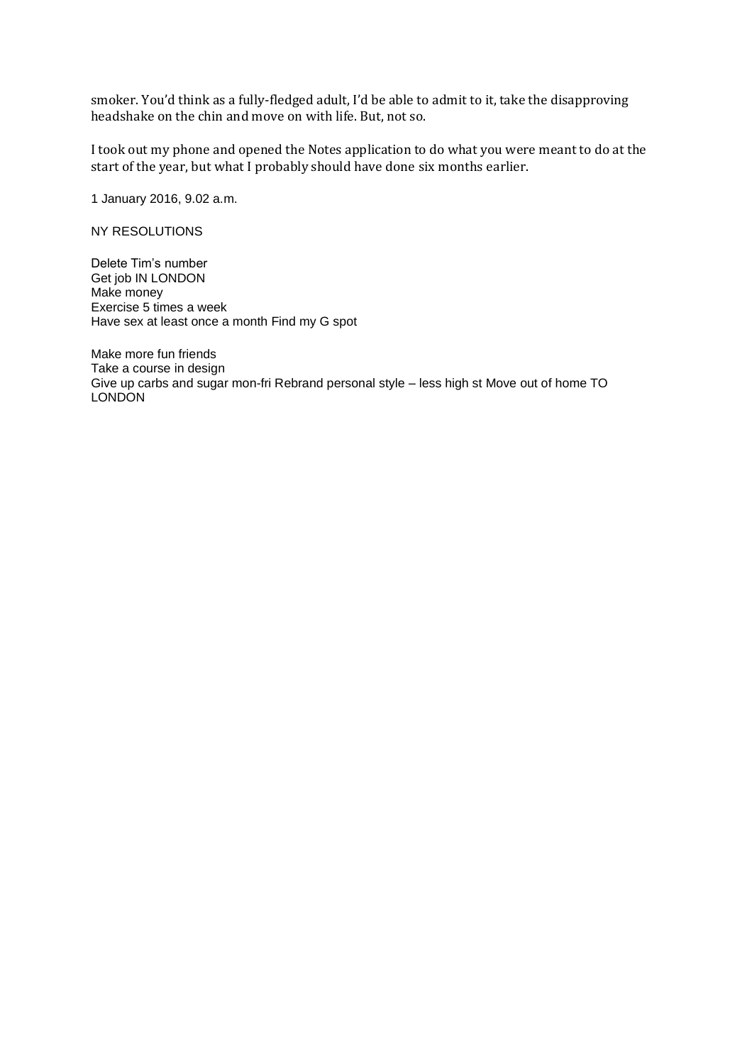smoker. You'd think as a fully-fledged adult, I'd be able to admit to it, take the disapproving headshake on the chin and move on with life. But, not so.

I took out my phone and opened the Notes application to do what you were meant to do at the start of the year, but what I probably should have done six months earlier.

1 January 2016, 9.02 a.m.

NY RESOLUTIONS

Delete Tim's number
Get job IN LONDON
Make money
Exercise 5 times a week
Have sex at least once a month Find my G spot

Make more fun friends
Take a course in design
Give up carbs and sugar mon-fri Rebrand personal style – less high st Move out of home TO LONDON